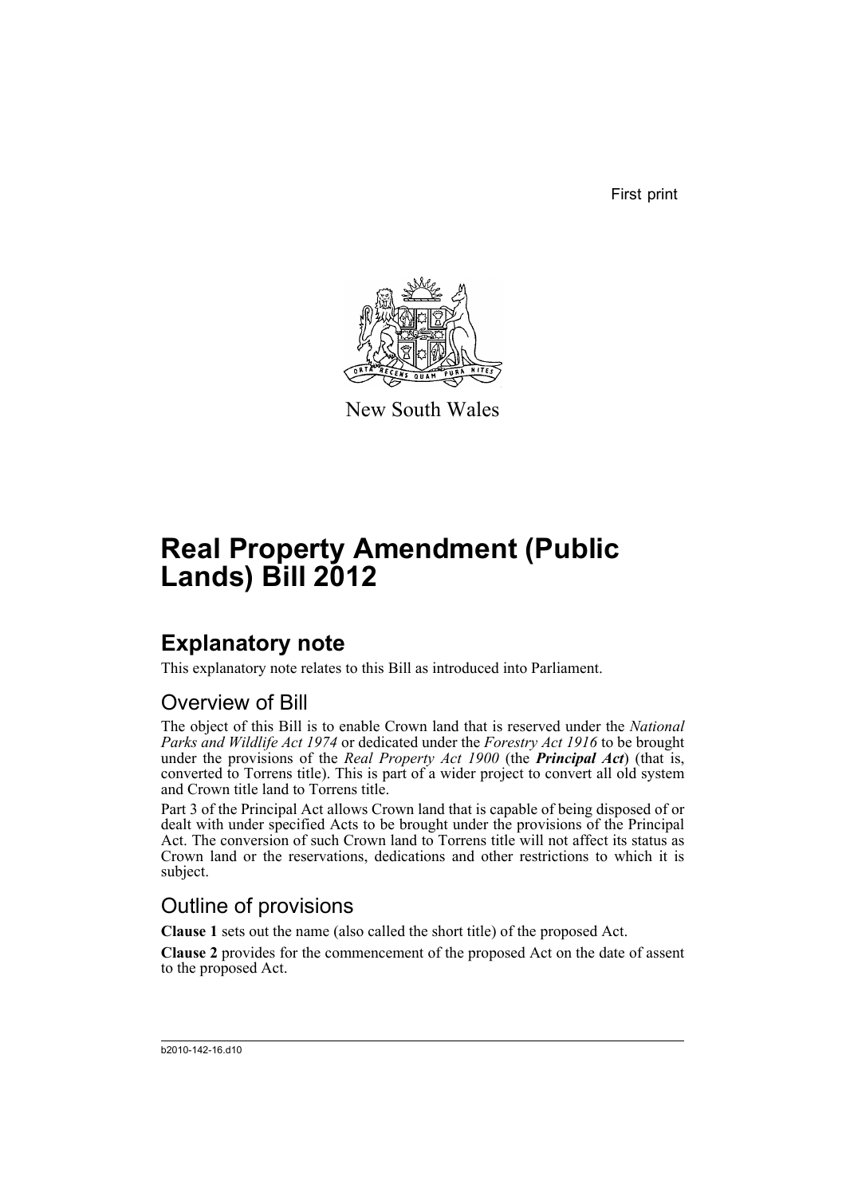First print

New South Wales

# Real Property Amendment (Public Lands) Bill 2012

## Explanatory note

This explanatory note relates to this Bill as introduced into Parliament.

### Overview of Bill

The object of this Bill is to enable Crown land that is reserved under the *National Parks and Wildlife Act 1974* or dedicated under the *Forestry Act 1916* to be brought under the provisions of the *Real Property Act 1900* (the ***Principal Act***) (that is, converted to Torrens title). This is part of a wider project to convert all old system and Crown title land to Torrens title.

Part 3 of the Principal Act allows Crown land that is capable of being disposed of or dealt with under specified Acts to be brought under the provisions of the Principal Act. The conversion of such Crown land to Torrens title will not affect its status as Crown land or the reservations, dedications and other restrictions to which it is subject.

### Outline of provisions

**Clause 1** sets out the name (also called the short title) of the proposed Act.

**Clause 2** provides for the commencement of the proposed Act on the date of assent to the proposed Act.

b2010-142-16.d10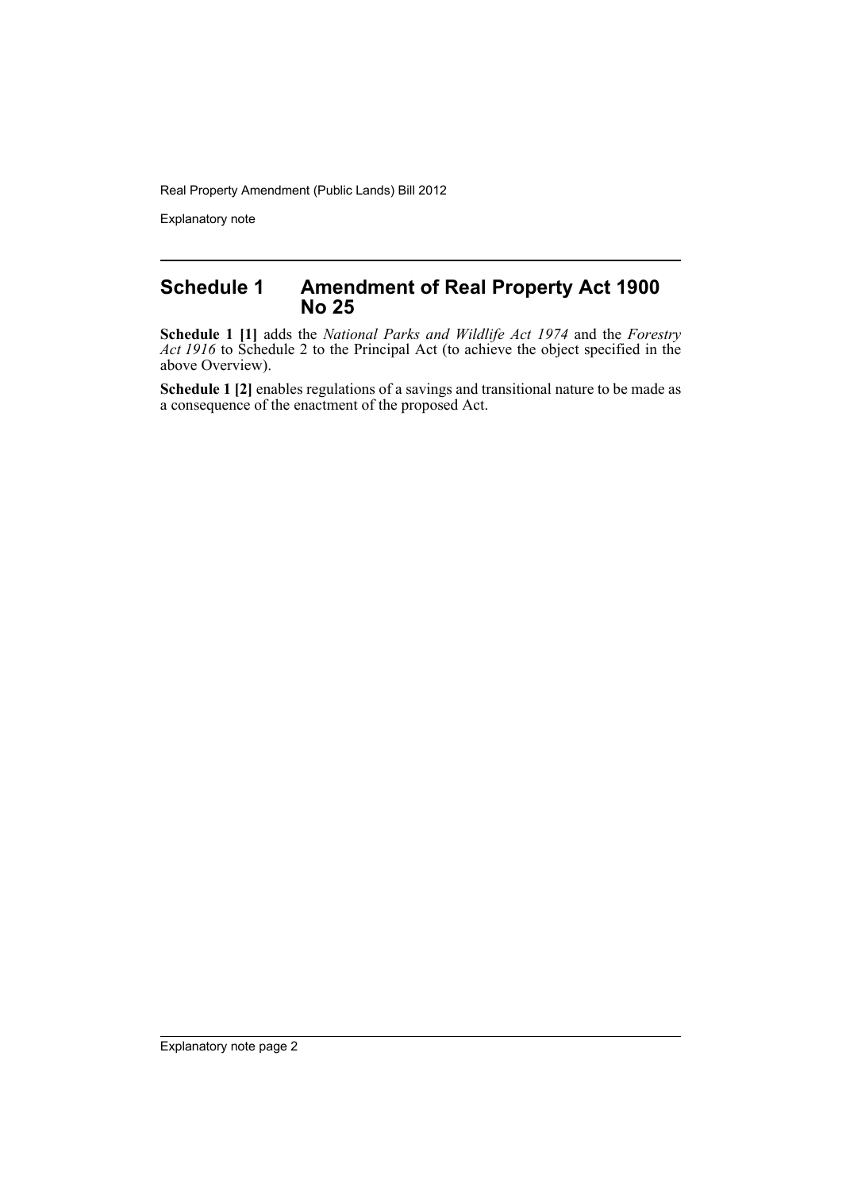## Schedule 1 Amendment of Real Property Act 1900 No 25

**Schedule 1 [1]** adds the *National Parks and Wildlife Act 1974* and the *Forestry Act 1916* to Schedule 2 to the Principal Act (to achieve the object specified in the above Overview).

**Schedule 1 [2]** enables regulations of a savings and transitional nature to be made as a consequence of the enactment of the proposed Act.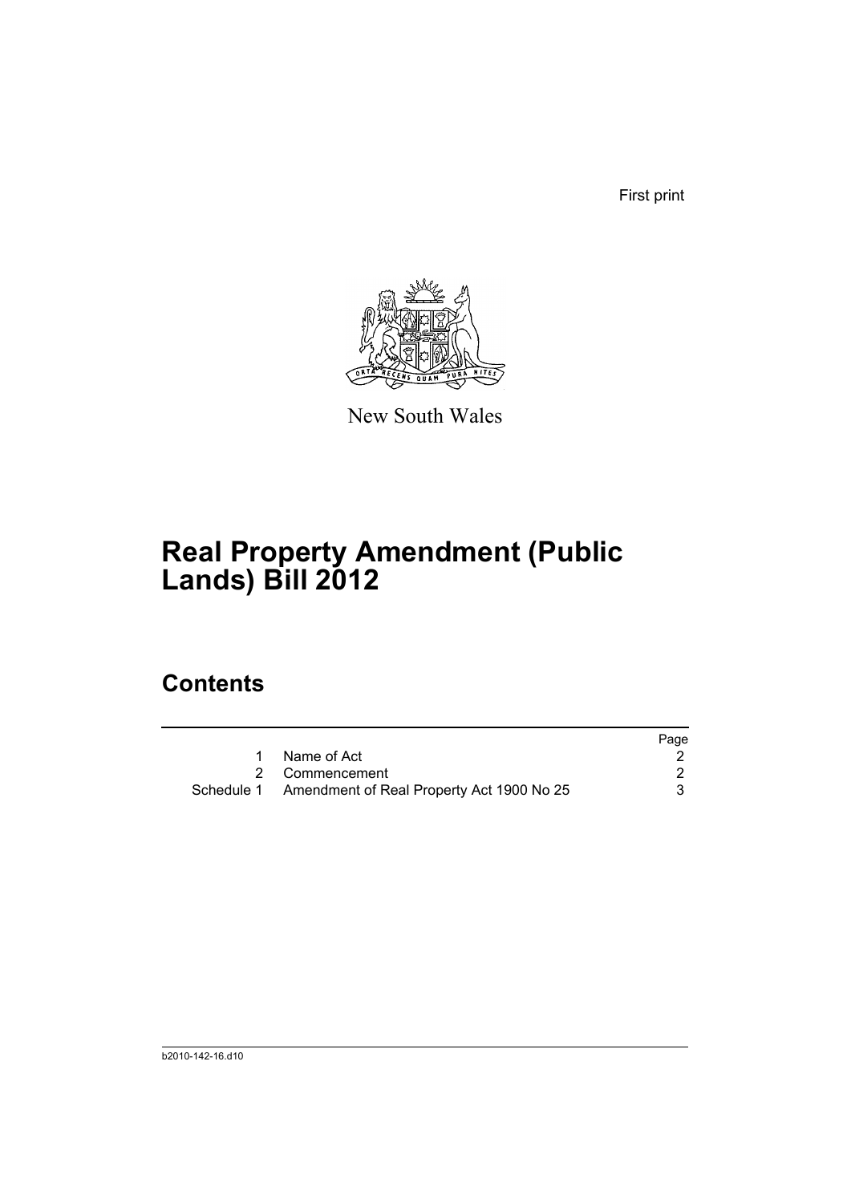First print

New South Wales

# Real Property Amendment (Public Lands) Bill 2012

## Contents

| | | Page |
|---|---|---|
| 1 | Name of Act | 2 |
| 2 | Commencement | 2 |
| Schedule 1 | Amendment of Real Property Act 1900 No 25 | 3 |

b2010-142-16.d10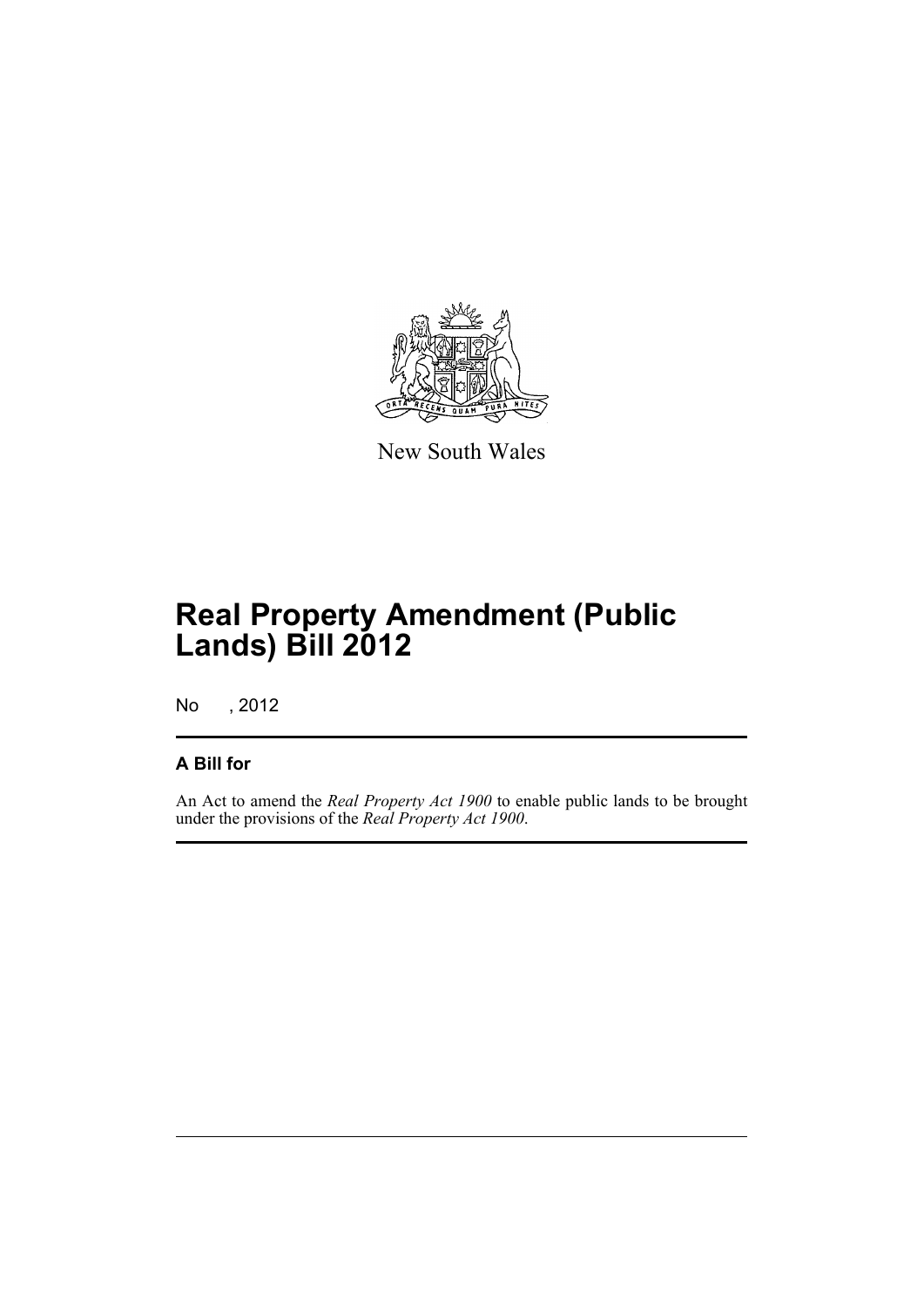New South Wales

# Real Property Amendment (Public Lands) Bill 2012

No , 2012

## A Bill for

An Act to amend the *Real Property Act 1900* to enable public lands to be brought under the provisions of the *Real Property Act 1900*.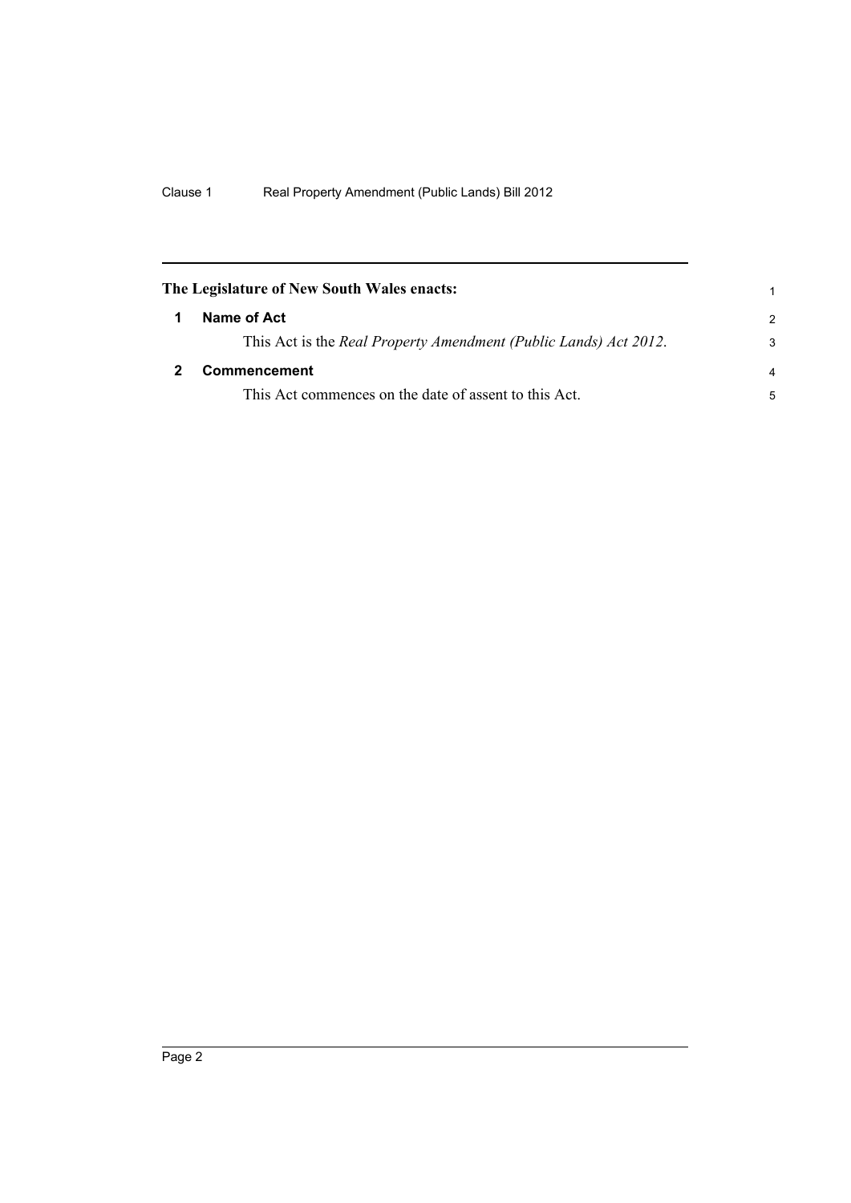**The Legislature of New South Wales enacts:**

## 1 Name of Act

This Act is the *Real Property Amendment (Public Lands) Act 2012*.

## 2 Commencement

This Act commences on the date of assent to this Act.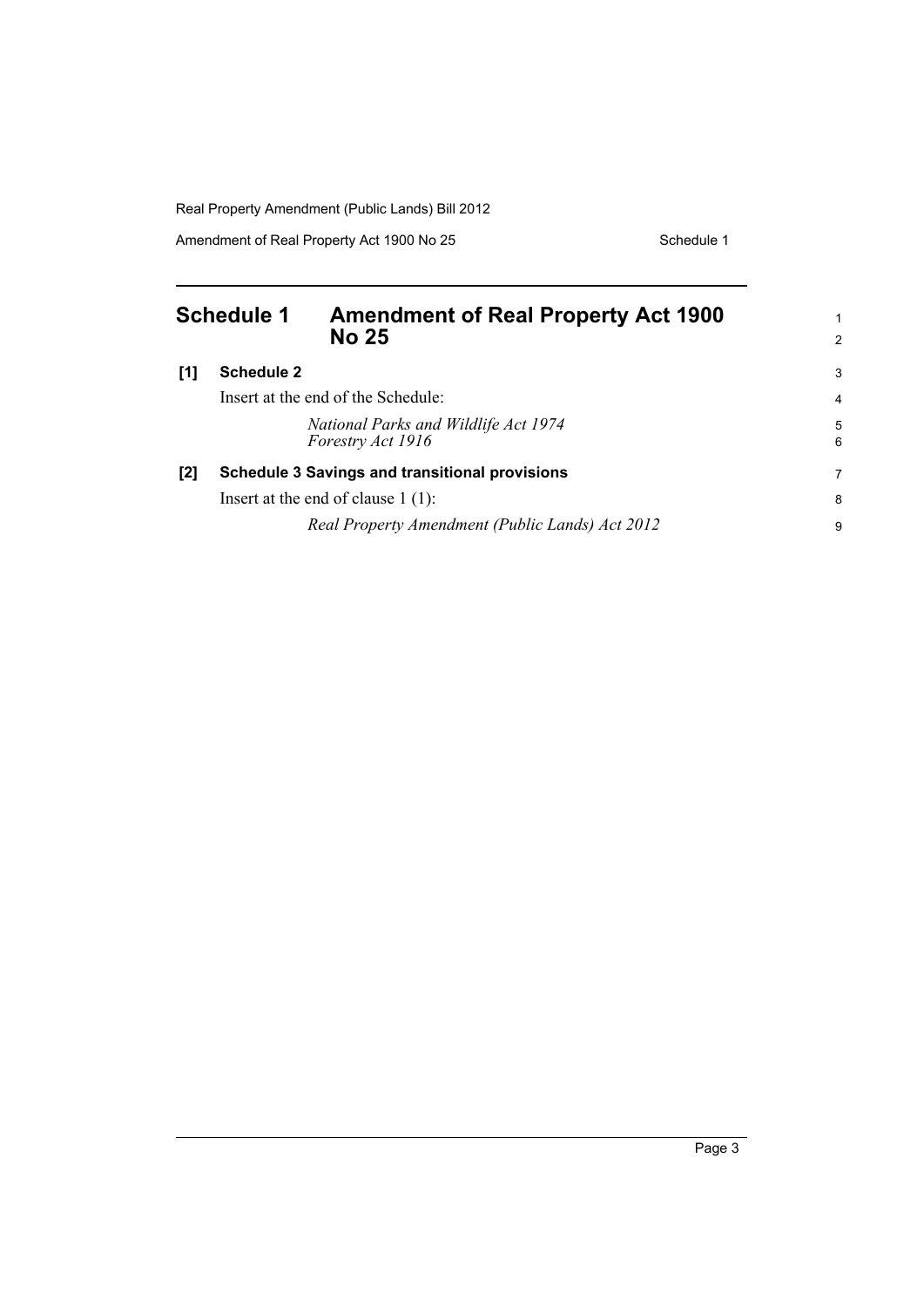## Schedule 1 Amendment of Real Property Act 1900 No 25

**[1] Schedule 2**

Insert at the end of the Schedule:

*National Parks and Wildlife Act 1974*
*Forestry Act 1916*

**[2] Schedule 3 Savings and transitional provisions**

Insert at the end of clause 1 (1):

*Real Property Amendment (Public Lands) Act 2012*